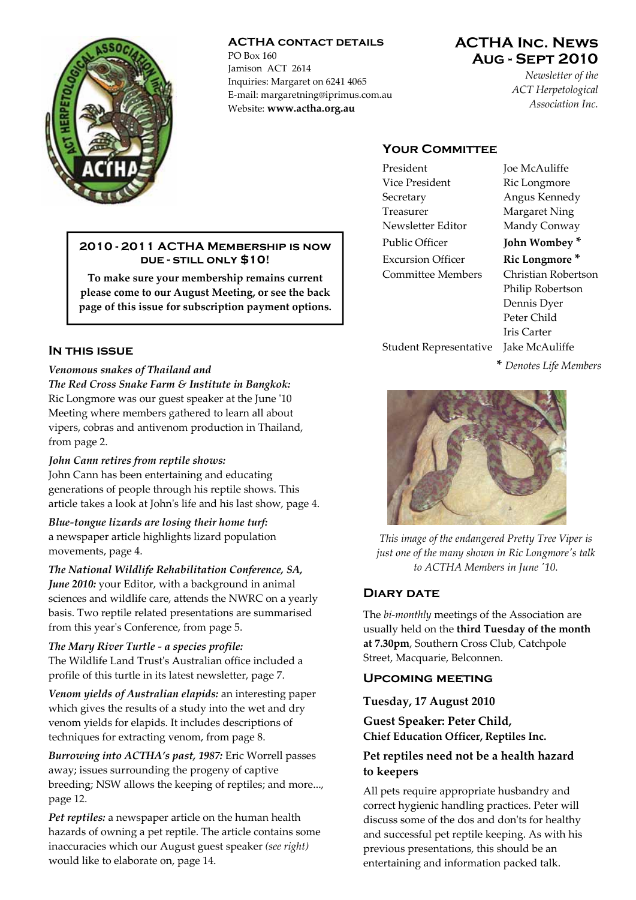# ACTHA Inc. News
## Aug - Sept 2010

*Newsletter of the ACT Herpetological Association Inc.*

### ACTHA contact details

PO Box 160
Jamison ACT 2614
Inquiries: Margaret on 6241 4065
E-mail: margaretning@iprimus.com.au
Website: **www.actha.org.au**

### Your Committee

| | |
|---|---|
| President | Joe McAuliffe |
| Vice President | Ric Longmore |
| Secretary | Angus Kennedy |
| Treasurer | Margaret Ning |
| Newsletter Editor | Mandy Conway |
| Public Officer | **John Wombey \*** |
| Excursion Officer | **Ric Longmore \*** |
| Committee Members | Christian Robertson |
| | Philip Robertson |
| | Dennis Dyer |
| | Peter Child |
| | Iris Carter |
| Student Representative | Jake McAuliffe |

**\*** *Denotes Life Members*

**2010 - 2011 ACTHA Membership is now due - still only $10!**

**To make sure your membership remains current please come to our August Meeting, or see the back page of this issue for subscription payment options.**

### In this issue

***Venomous snakes of Thailand and The Red Cross Snake Farm & Institute in Bangkok:*** Ric Longmore was our guest speaker at the June '10 Meeting where members gathered to learn all about vipers, cobras and antivenom production in Thailand, from page 2.

***John Cann retires from reptile shows:*** John Cann has been entertaining and educating generations of people through his reptile shows. This article takes a look at John's life and his last show, page 4.

***Blue-tongue lizards are losing their home turf:*** a newspaper article highlights lizard population movements, page 4.

***The National Wildlife Rehabilitation Conference, SA, June 2010:*** your Editor, with a background in animal sciences and wildlife care, attends the NWRC on a yearly basis. Two reptile related presentations are summarised from this year's Conference, from page 5.

***The Mary River Turtle - a species profile:*** The Wildlife Land Trust's Australian office included a profile of this turtle in its latest newsletter, page 7.

***Venom yields of Australian elapids:*** an interesting paper which gives the results of a study into the wet and dry venom yields for elapids. It includes descriptions of techniques for extracting venom, from page 8.

***Burrowing into ACTHA's past, 1987:*** Eric Worrell passes away; issues surrounding the progeny of captive breeding; NSW allows the keeping of reptiles; and more..., page 12.

***Pet reptiles:*** a newspaper article on the human health hazards of owning a pet reptile. The article contains some inaccuracies which our August guest speaker *(see right)* would like to elaborate on, page 14.

*This image of the endangered Pretty Tree Viper is just one of the many shown in Ric Longmore's talk to ACTHA Members in June '10.*

### Diary date

The *bi-monthly* meetings of the Association are usually held on the **third Tuesday of the month at 7.30pm**, Southern Cross Club, Catchpole Street, Macquarie, Belconnen.

### Upcoming meeting

**Tuesday, 17 August 2010**

**Guest Speaker: Peter Child,**
**Chief Education Officer, Reptiles Inc.**

**Pet reptiles need not be a health hazard to keepers**

All pets require appropriate husbandry and correct hygienic handling practices. Peter will discuss some of the dos and don'ts for healthy and successful pet reptile keeping. As with his previous presentations, this should be an entertaining and information packed talk.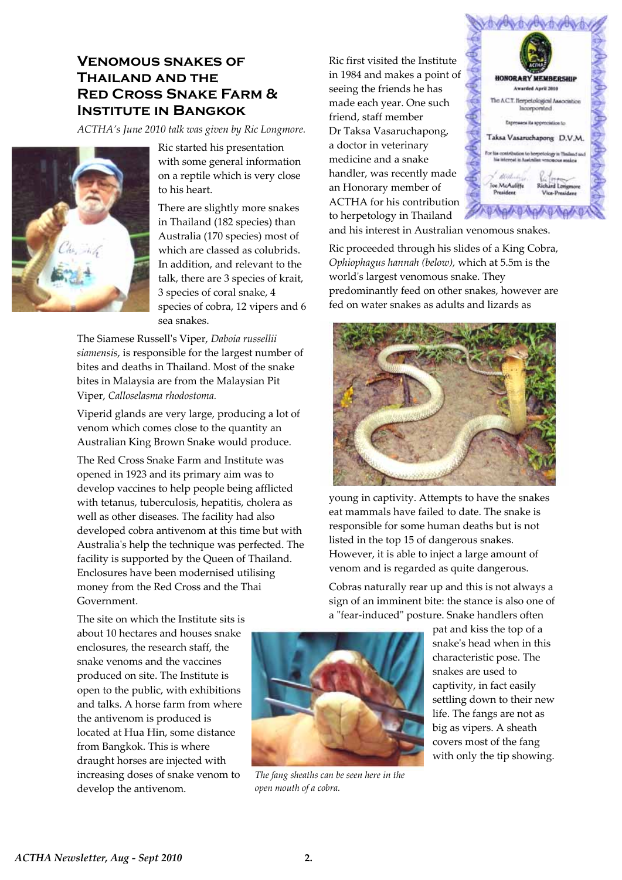# Venomous snakes of Thailand and the Red Cross Snake Farm & Institute in Bangkok

*ACTHA's June 2010 talk was given by Ric Longmore.*

Ric started his presentation with some general information on a reptile which is very close to his heart.

There are slightly more snakes in Thailand (182 species) than Australia (170 species) most of which are classed as colubrids. In addition, and relevant to the talk, there are 3 species of krait, 3 species of coral snake, 4 species of cobra, 12 vipers and 6 sea snakes.

The Siamese Russell's Viper, *Daboia russellii siamensis*, is responsible for the largest number of bites and deaths in Thailand. Most of the snake bites in Malaysia are from the Malaysian Pit Viper, *Calloselasma rhodostoma.*

Viperid glands are very large, producing a lot of venom which comes close to the quantity an Australian King Brown Snake would produce.

The Red Cross Snake Farm and Institute was opened in 1923 and its primary aim was to develop vaccines to help people being afflicted with tetanus, tuberculosis, hepatitis, cholera as well as other diseases. The facility had also developed cobra antivenom at this time but with Australia's help the technique was perfected. The facility is supported by the Queen of Thailand. Enclosures have been modernised utilising money from the Red Cross and the Thai Government.

The site on which the Institute sits is about 10 hectares and houses snake enclosures, the research staff, the snake venoms and the vaccines produced on site. The Institute is open to the public, with exhibitions and talks. A horse farm from where the antivenom is produced is located at Hua Hin, some distance from Bangkok. This is where draught horses are injected with increasing doses of snake venom to develop the antivenom.

*The fang sheaths can be seen here in the open mouth of a cobra.*

Ric first visited the Institute in 1984 and makes a point of seeing the friends he has made each year. One such friend, staff member Dr Taksa Vasaruchapong, a doctor in veterinary medicine and a snake handler, was recently made an Honorary member of ACTHA for his contribution to herpetology in Thailand and his interest in Australian venomous snakes.

Ric proceeded through his slides of a King Cobra, *Ophiophagus hannah (below),* which at 5.5m is the world's largest venomous snake. They predominantly feed on other snakes, however are fed on water snakes as adults and lizards as young in captivity. Attempts to have the snakes eat mammals have failed to date. The snake is responsible for some human deaths but is not listed in the top 15 of dangerous snakes. However, it is able to inject a large amount of venom and is regarded as quite dangerous.

Cobras naturally rear up and this is not always a sign of an imminent bite: the stance is also one of a "fear-induced" posture. Snake handlers often pat and kiss the top of a snake's head when in this characteristic pose. The snakes are used to captivity, in fact easily settling down to their new life. The fangs are not as big as vipers. A sheath covers most of the fang with only the tip showing.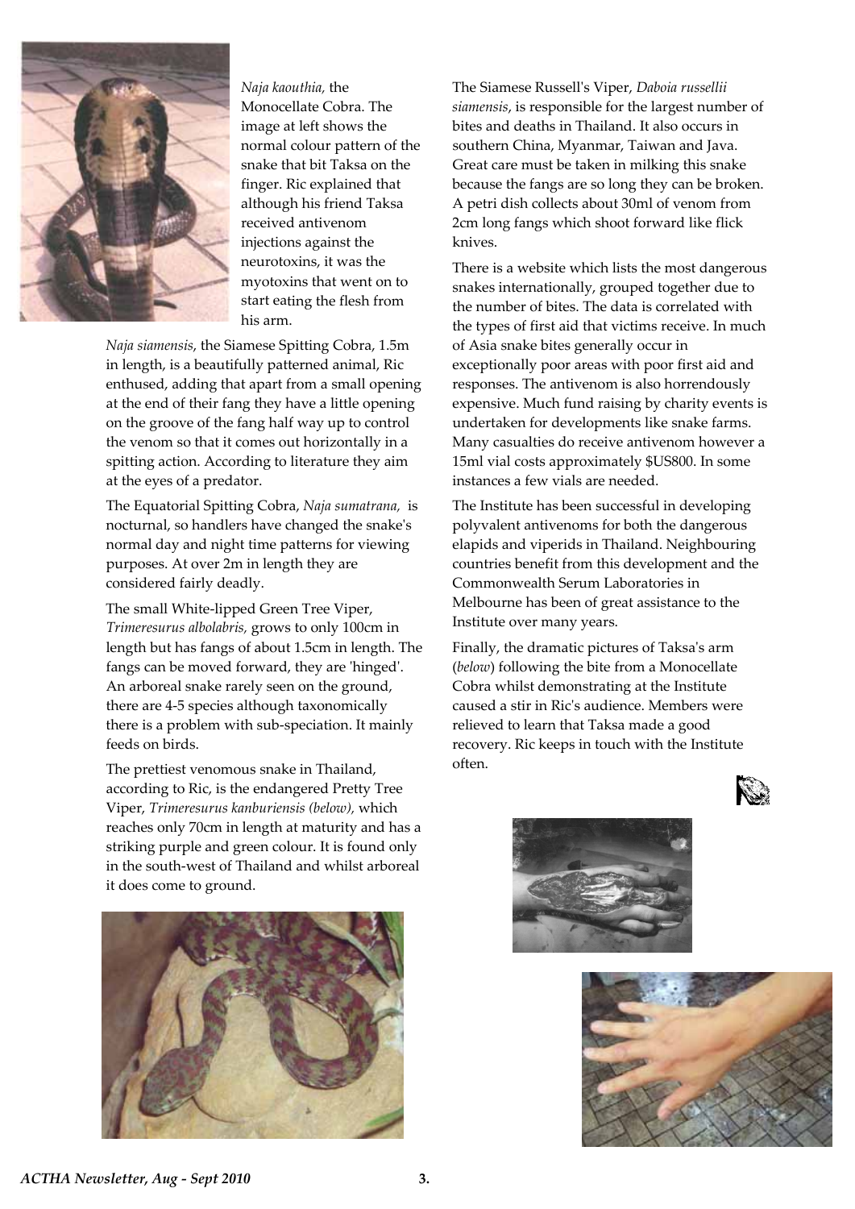*Naja kaouthia,* the Monocellate Cobra. The image at left shows the normal colour pattern of the snake that bit Taksa on the finger. Ric explained that although his friend Taksa received antivenom injections against the neurotoxins, it was the myotoxins that went on to start eating the flesh from his arm.

*Naja siamensis*, the Siamese Spitting Cobra, 1.5m in length, is a beautifully patterned animal, Ric enthused, adding that apart from a small opening at the end of their fang they have a little opening on the groove of the fang half way up to control the venom so that it comes out horizontally in a spitting action. According to literature they aim at the eyes of a predator.

The Equatorial Spitting Cobra, *Naja sumatrana,* is nocturnal, so handlers have changed the snake's normal day and night time patterns for viewing purposes. At over 2m in length they are considered fairly deadly.

The small White-lipped Green Tree Viper, *Trimeresurus albolabris,* grows to only 100cm in length but has fangs of about 1.5cm in length. The fangs can be moved forward, they are 'hinged'. An arboreal snake rarely seen on the ground, there are 4-5 species although taxonomically there is a problem with sub-speciation. It mainly feeds on birds.

The prettiest venomous snake in Thailand, according to Ric, is the endangered Pretty Tree Viper, *Trimeresurus kanburiensis (below),* which reaches only 70cm in length at maturity and has a striking purple and green colour. It is found only in the south-west of Thailand and whilst arboreal it does come to ground.

The Siamese Russell's Viper, *Daboia russellii siamensis*, is responsible for the largest number of bites and deaths in Thailand. It also occurs in southern China, Myanmar, Taiwan and Java. Great care must be taken in milking this snake because the fangs are so long they can be broken. A petri dish collects about 30ml of venom from 2cm long fangs which shoot forward like flick knives.

There is a website which lists the most dangerous snakes internationally, grouped together due to the number of bites. The data is correlated with the types of first aid that victims receive. In much of Asia snake bites generally occur in exceptionally poor areas with poor first aid and responses. The antivenom is also horrendously expensive. Much fund raising by charity events is undertaken for developments like snake farms. Many casualties do receive antivenom however a 15ml vial costs approximately $US800. In some instances a few vials are needed.

The Institute has been successful in developing polyvalent antivenoms for both the dangerous elapids and viperids in Thailand. Neighbouring countries benefit from this development and the Commonwealth Serum Laboratories in Melbourne has been of great assistance to the Institute over many years.

Finally, the dramatic pictures of Taksa's arm (*below*) following the bite from a Monocellate Cobra whilst demonstrating at the Institute caused a stir in Ric's audience. Members were relieved to learn that Taksa made a good recovery. Ric keeps in touch with the Institute often.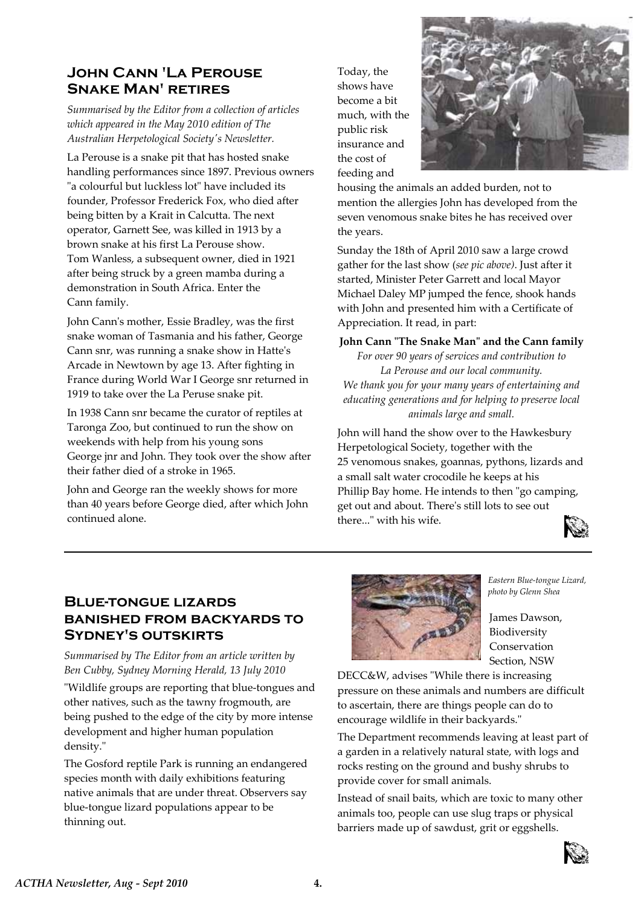## John Cann 'La Perouse Snake Man' retires

*Summarised by the Editor from a collection of articles which appeared in the May 2010 edition of The Australian Herpetological Society's Newsletter.*

La Perouse is a snake pit that has hosted snake handling performances since 1897. Previous owners "a colourful but luckless lot" have included its founder, Professor Frederick Fox, who died after being bitten by a Krait in Calcutta. The next operator, Garnett See, was killed in 1913 by a brown snake at his first La Perouse show. Tom Wanless, a subsequent owner, died in 1921 after being struck by a green mamba during a demonstration in South Africa. Enter the Cann family.

John Cann's mother, Essie Bradley, was the first snake woman of Tasmania and his father, George Cann snr, was running a snake show in Hatte's Arcade in Newtown by age 13. After fighting in France during World War I George snr returned in 1919 to take over the La Peruse snake pit.

In 1938 Cann snr became the curator of reptiles at Taronga Zoo, but continued to run the show on weekends with help from his young sons George jnr and John. They took over the show after their father died of a stroke in 1965.

John and George ran the weekly shows for more than 40 years before George died, after which John continued alone.

Today, the shows have become a bit much, with the public risk insurance and the cost of feeding and housing the animals an added burden, not to mention the allergies John has developed from the seven venomous snake bites he has received over the years.

Sunday the 18th of April 2010 saw a large crowd gather for the last show (*see pic above*). Just after it started, Minister Peter Garrett and local Mayor Michael Daley MP jumped the fence, shook hands with John and presented him with a Certificate of Appreciation. It read, in part:

**John Cann "The Snake Man" and the Cann family**

*For over 90 years of services and contribution to La Perouse and our local community.*
*We thank you for your many years of entertaining and educating generations and for helping to preserve local animals large and small.*

John will hand the show over to the Hawkesbury Herpetological Society, together with the 25 venomous snakes, goannas, pythons, lizards and a small salt water crocodile he keeps at his Phillip Bay home. He intends to then "go camping, get out and about. There's still lots to see out there..." with his wife.

## Blue-tongue lizards banished from backyards to Sydney's outskirts

*Summarised by The Editor from an article written by Ben Cubby, Sydney Morning Herald, 13 July 2010*

"Wildlife groups are reporting that blue-tongues and other natives, such as the tawny frogmouth, are being pushed to the edge of the city by more intense development and higher human population density."

The Gosford reptile Park is running an endangered species month with daily exhibitions featuring native animals that are under threat. Observers say blue-tongue lizard populations appear to be thinning out.

*Eastern Blue-tongue Lizard, photo by Glenn Shea*

James Dawson, Biodiversity Conservation Section, NSW DECC&W, advises "While there is increasing pressure on these animals and numbers are difficult to ascertain, there are things people can do to encourage wildlife in their backyards."

The Department recommends leaving at least part of a garden in a relatively natural state, with logs and rocks resting on the ground and bushy shrubs to provide cover for small animals.

Instead of snail baits, which are toxic to many other animals too, people can use slug traps or physical barriers made up of sawdust, grit or eggshells.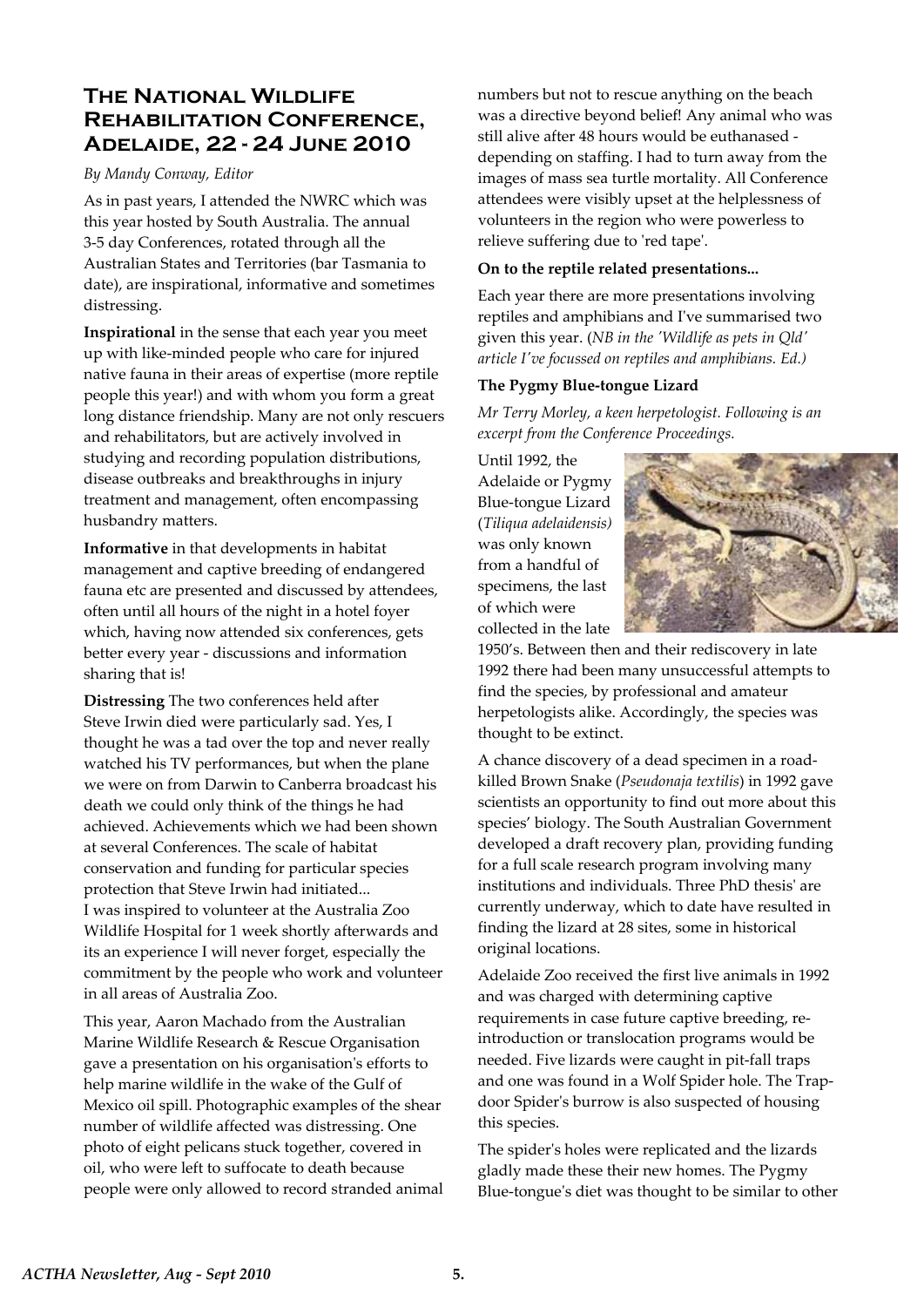## The National Wildlife Rehabilitation Conference, Adelaide, 22 - 24 June 2010

*By Mandy Conway, Editor*

As in past years, I attended the NWRC which was this year hosted by South Australia. The annual 3-5 day Conferences, rotated through all the Australian States and Territories (bar Tasmania to date), are inspirational, informative and sometimes distressing.

**Inspirational** in the sense that each year you meet up with like-minded people who care for injured native fauna in their areas of expertise (more reptile people this year!) and with whom you form a great long distance friendship. Many are not only rescuers and rehabilitators, but are actively involved in studying and recording population distributions, disease outbreaks and breakthroughs in injury treatment and management, often encompassing husbandry matters.

**Informative** in that developments in habitat management and captive breeding of endangered fauna etc are presented and discussed by attendees, often until all hours of the night in a hotel foyer which, having now attended six conferences, gets better every year - discussions and information sharing that is!

**Distressing** The two conferences held after Steve Irwin died were particularly sad. Yes, I thought he was a tad over the top and never really watched his TV performances, but when the plane we were on from Darwin to Canberra broadcast his death we could only think of the things he had achieved. Achievements which we had been shown at several Conferences. The scale of habitat conservation and funding for particular species protection that Steve Irwin had initiated... I was inspired to volunteer at the Australia Zoo Wildlife Hospital for 1 week shortly afterwards and its an experience I will never forget, especially the commitment by the people who work and volunteer in all areas of Australia Zoo.

This year, Aaron Machado from the Australian Marine Wildlife Research & Rescue Organisation gave a presentation on his organisation's efforts to help marine wildlife in the wake of the Gulf of Mexico oil spill. Photographic examples of the shear number of wildlife affected was distressing. One photo of eight pelicans stuck together, covered in oil, who were left to suffocate to death because people were only allowed to record stranded animal numbers but not to rescue anything on the beach was a directive beyond belief! Any animal who was still alive after 48 hours would be euthanased - depending on staffing. I had to turn away from the images of mass sea turtle mortality. All Conference attendees were visibly upset at the helplessness of volunteers in the region who were powerless to relieve suffering due to 'red tape'.

**On to the reptile related presentations...**

Each year there are more presentations involving reptiles and amphibians and I've summarised two given this year. (*NB in the 'Wildlife as pets in Qld' article I've focussed on reptiles and amphibians. Ed.)*

**The Pygmy Blue-tongue Lizard**

*Mr Terry Morley, a keen herpetologist. Following is an excerpt from the Conference Proceedings.*

Until 1992, the Adelaide or Pygmy Blue-tongue Lizard (*Tiliqua adelaidensis)* was only known from a handful of specimens, the last of which were collected in the late 1950's. Between then and their rediscovery in late 1992 there had been many unsuccessful attempts to find the species, by professional and amateur herpetologists alike. Accordingly, the species was thought to be extinct.

A chance discovery of a dead specimen in a road-killed Brown Snake (*Pseudonaja textilis*) in 1992 gave scientists an opportunity to find out more about this species' biology. The South Australian Government developed a draft recovery plan, providing funding for a full scale research program involving many institutions and individuals. Three PhD thesis' are currently underway, which to date have resulted in finding the lizard at 28 sites, some in historical original locations.

Adelaide Zoo received the first live animals in 1992 and was charged with determining captive requirements in case future captive breeding, re-introduction or translocation programs would be needed. Five lizards were caught in pit-fall traps and one was found in a Wolf Spider hole. The Trap-door Spider's burrow is also suspected of housing this species.

The spider's holes were replicated and the lizards gladly made these their new homes. The Pygmy Blue-tongue's diet was thought to be similar to other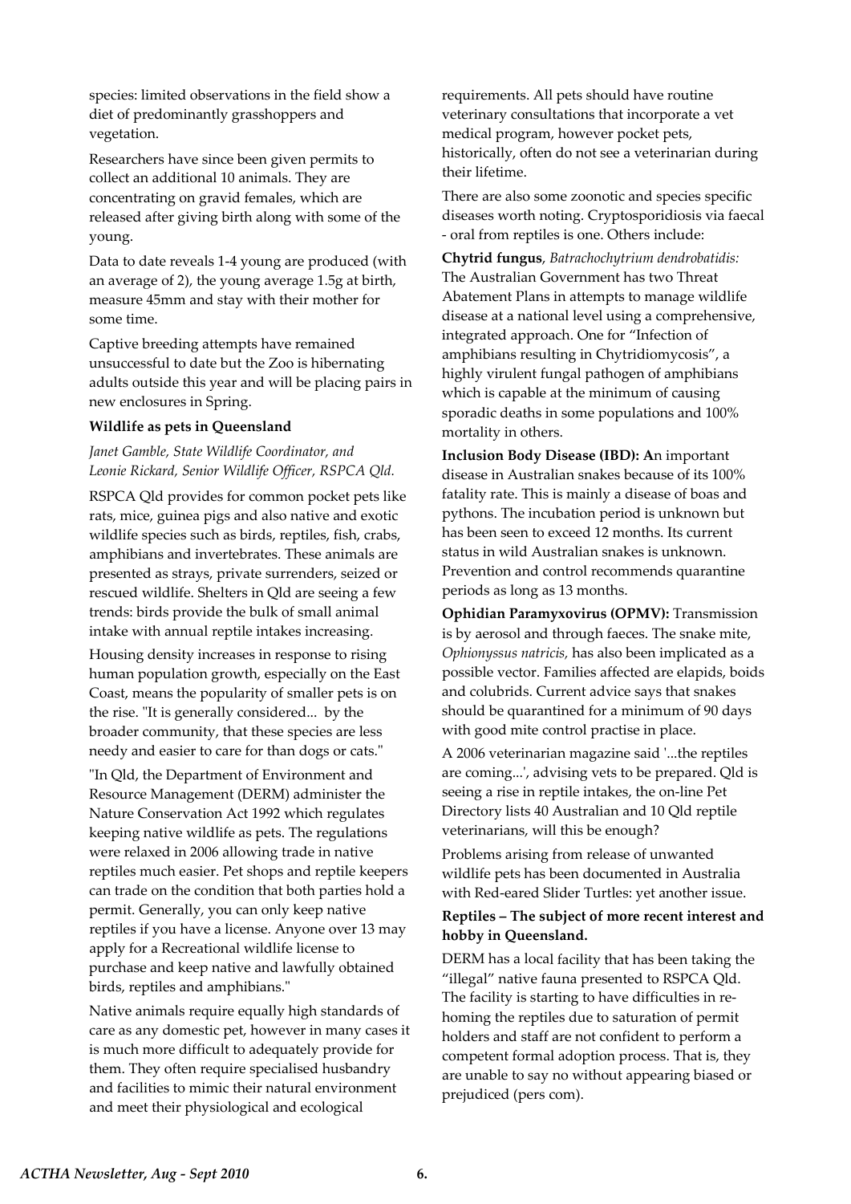species: limited observations in the field show a diet of predominantly grasshoppers and vegetation.

Researchers have since been given permits to collect an additional 10 animals. They are concentrating on gravid females, which are released after giving birth along with some of the young.

Data to date reveals 1-4 young are produced (with an average of 2), the young average 1.5g at birth, measure 45mm and stay with their mother for some time.

Captive breeding attempts have remained unsuccessful to date but the Zoo is hibernating adults outside this year and will be placing pairs in new enclosures in Spring.

**Wildlife as pets in Queensland**

*Janet Gamble, State Wildlife Coordinator, and Leonie Rickard, Senior Wildlife Officer, RSPCA Qld.*

RSPCA Qld provides for common pocket pets like rats, mice, guinea pigs and also native and exotic wildlife species such as birds, reptiles, fish, crabs, amphibians and invertebrates. These animals are presented as strays, private surrenders, seized or rescued wildlife. Shelters in Qld are seeing a few trends: birds provide the bulk of small animal intake with annual reptile intakes increasing.

Housing density increases in response to rising human population growth, especially on the East Coast, means the popularity of smaller pets is on the rise. "It is generally considered... by the broader community, that these species are less needy and easier to care for than dogs or cats."

"In Qld, the Department of Environment and Resource Management (DERM) administer the Nature Conservation Act 1992 which regulates keeping native wildlife as pets. The regulations were relaxed in 2006 allowing trade in native reptiles much easier. Pet shops and reptile keepers can trade on the condition that both parties hold a permit. Generally, you can only keep native reptiles if you have a license. Anyone over 13 may apply for a Recreational wildlife license to purchase and keep native and lawfully obtained birds, reptiles and amphibians."

Native animals require equally high standards of care as any domestic pet, however in many cases it is much more difficult to adequately provide for them. They often require specialised husbandry and facilities to mimic their natural environment and meet their physiological and ecological requirements. All pets should have routine veterinary consultations that incorporate a vet medical program, however pocket pets, historically, often do not see a veterinarian during their lifetime.

There are also some zoonotic and species specific diseases worth noting. Cryptosporidiosis via faecal - oral from reptiles is one. Others include:

**Chytrid fungus**, *Batrachochytrium dendrobatidis:* The Australian Government has two Threat Abatement Plans in attempts to manage wildlife disease at a national level using a comprehensive, integrated approach. One for "Infection of amphibians resulting in Chytridiomycosis", a highly virulent fungal pathogen of amphibians which is capable at the minimum of causing sporadic deaths in some populations and 100% mortality in others.

**Inclusion Body Disease (IBD): A**n important disease in Australian snakes because of its 100% fatality rate. This is mainly a disease of boas and pythons. The incubation period is unknown but has been seen to exceed 12 months. Its current status in wild Australian snakes is unknown. Prevention and control recommends quarantine periods as long as 13 months.

**Ophidian Paramyxovirus (OPMV):** Transmission is by aerosol and through faeces. The snake mite, *Ophionyssus natricis,* has also been implicated as a possible vector. Families affected are elapids, boids and colubrids. Current advice says that snakes should be quarantined for a minimum of 90 days with good mite control practise in place.

A 2006 veterinarian magazine said '...the reptiles are coming...', advising vets to be prepared. Qld is seeing a rise in reptile intakes, the on-line Pet Directory lists 40 Australian and 10 Qld reptile veterinarians, will this be enough?

Problems arising from release of unwanted wildlife pets has been documented in Australia with Red-eared Slider Turtles: yet another issue.

**Reptiles – The subject of more recent interest and hobby in Queensland.**

DERM has a local facility that has been taking the "illegal" native fauna presented to RSPCA Qld. The facility is starting to have difficulties in re-homing the reptiles due to saturation of permit holders and staff are not confident to perform a competent formal adoption process. That is, they are unable to say no without appearing biased or prejudiced (pers com).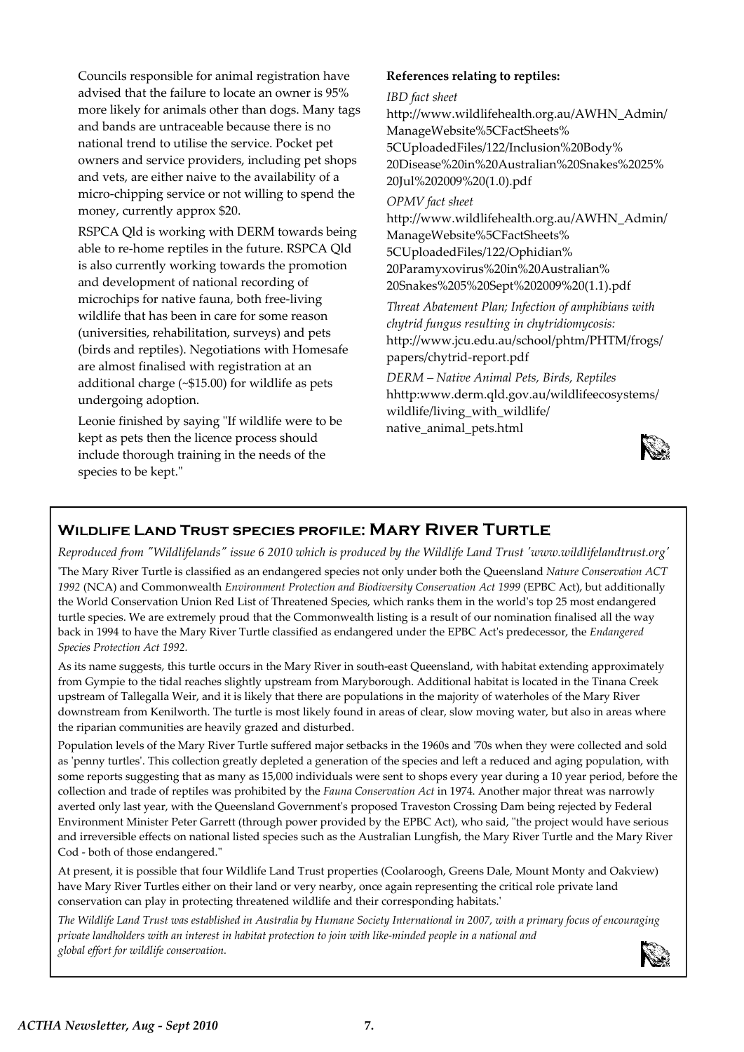Councils responsible for animal registration have advised that the failure to locate an owner is 95% more likely for animals other than dogs. Many tags and bands are untraceable because there is no national trend to utilise the service. Pocket pet owners and service providers, including pet shops and vets, are either naive to the availability of a micro-chipping service or not willing to spend the money, currently approx $20.

RSPCA Qld is working with DERM towards being able to re-home reptiles in the future. RSPCA Qld is also currently working towards the promotion and development of national recording of microchips for native fauna, both free-living wildlife that has been in care for some reason (universities, rehabilitation, surveys) and pets (birds and reptiles). Negotiations with Homesafe are almost finalised with registration at an additional charge (~$15.00) for wildlife as pets undergoing adoption.

Leonie finished by saying "If wildlife were to be kept as pets then the licence process should include thorough training in the needs of the species to be kept."

**References relating to reptiles:**

*IBD fact sheet*
http://www.wildlifehealth.org.au/AWHN_Admin/ManageWebsite%5CFactSheets%5CUploadedFiles/122/Inclusion%20Body%20Disease%20in%20Australian%20Snakes%2025%20Jul%202009%20(1.0).pdf

*OPMV fact sheet*
http://www.wildlifehealth.org.au/AWHN_Admin/ManageWebsite%5CFactSheets%5CUploadedFiles/122/Ophidian%20Paramyxovirus%20in%20Australian%20Snakes%205%20Sept%202009%20(1.1).pdf

*Threat Abatement Plan; Infection of amphibians with chytrid fungus resulting in chytridiomycosis:*
http://www.jcu.edu.au/school/phtm/PHTM/frogs/papers/chytrid-report.pdf

*DERM – Native Animal Pets, Birds, Reptiles*
hhttp:www.derm.qld.gov.au/wildlifeecosystems/wildlife/living_with_wildlife/native_animal_pets.html

## Wildlife Land Trust species profile: Mary River Turtle

*Reproduced from "Wildlifelands" issue 6 2010 which is produced by the Wildlife Land Trust 'www.wildlifelandtrust.org'*

'The Mary River Turtle is classified as an endangered species not only under both the Queensland *Nature Conservation ACT 1992* (NCA) and Commonwealth *Environment Protection and Biodiversity Conservation Act 1999* (EPBC Act), but additionally the World Conservation Union Red List of Threatened Species, which ranks them in the world's top 25 most endangered turtle species. We are extremely proud that the Commonwealth listing is a result of our nomination finalised all the way back in 1994 to have the Mary River Turtle classified as endangered under the EPBC Act's predecessor, the *Endangered Species Protection Act 1992.*

As its name suggests, this turtle occurs in the Mary River in south-east Queensland, with habitat extending approximately from Gympie to the tidal reaches slightly upstream from Maryborough. Additional habitat is located in the Tinana Creek upstream of Tallegalla Weir, and it is likely that there are populations in the majority of waterholes of the Mary River downstream from Kenilworth. The turtle is most likely found in areas of clear, slow moving water, but also in areas where the riparian communities are heavily grazed and disturbed.

Population levels of the Mary River Turtle suffered major setbacks in the 1960s and '70s when they were collected and sold as 'penny turtles'. This collection greatly depleted a generation of the species and left a reduced and aging population, with some reports suggesting that as many as 15,000 individuals were sent to shops every year during a 10 year period, before the collection and trade of reptiles was prohibited by the *Fauna Conservation Act* in 1974. Another major threat was narrowly averted only last year, with the Queensland Government's proposed Traveston Crossing Dam being rejected by Federal Environment Minister Peter Garrett (through power provided by the EPBC Act), who said, "the project would have serious and irreversible effects on national listed species such as the Australian Lungfish, the Mary River Turtle and the Mary River Cod - both of those endangered."

At present, it is possible that four Wildlife Land Trust properties (Coolaroogh, Greens Dale, Mount Monty and Oakview) have Mary River Turtles either on their land or very nearby, once again representing the critical role private land conservation can play in protecting threatened wildlife and their corresponding habitats.'

*The Wildlife Land Trust was established in Australia by Humane Society International in 2007, with a primary focus of encouraging private landholders with an interest in habitat protection to join with like-minded people in a national and global effort for wildlife conservation.*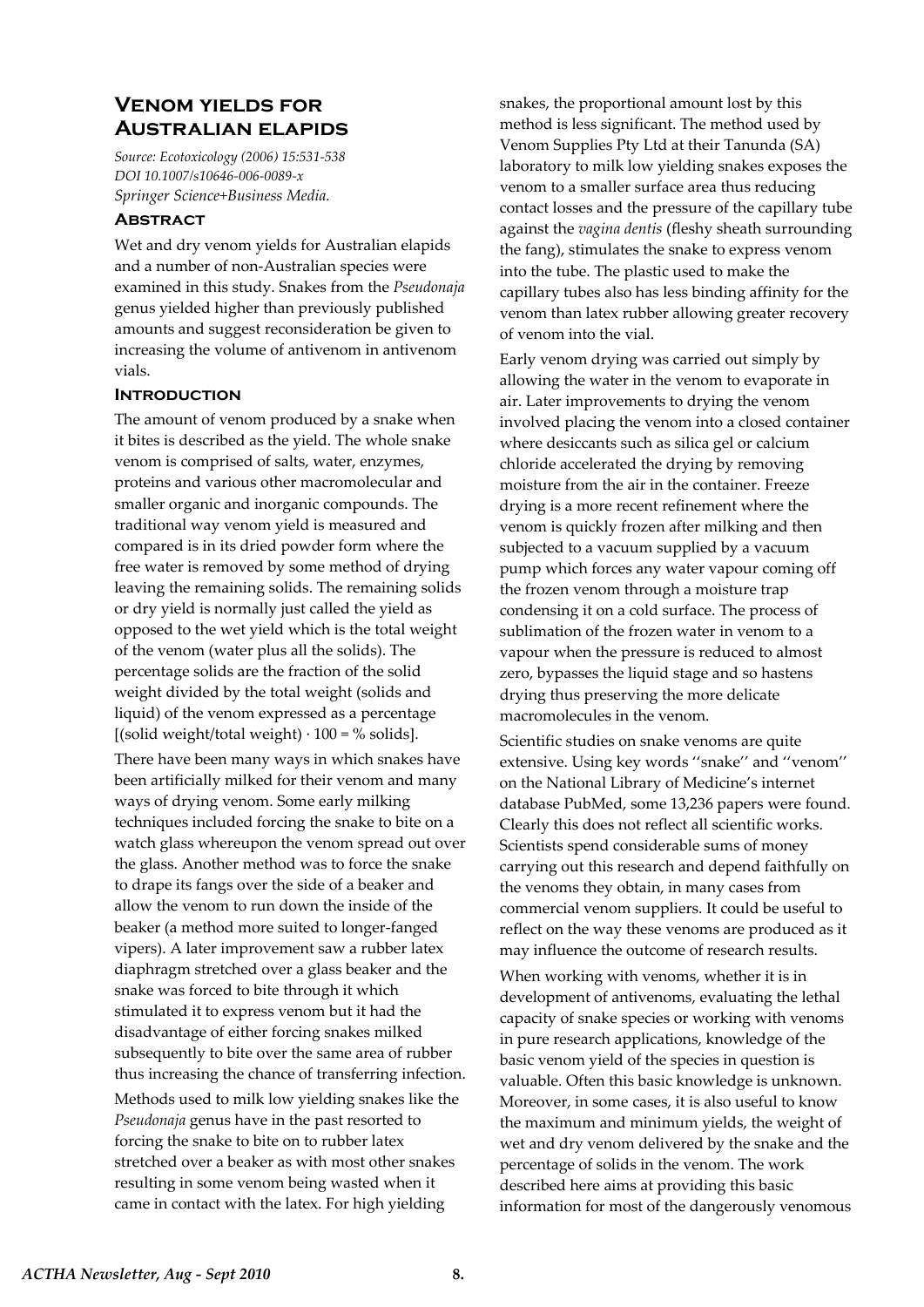# Venom yields for Australian elapids

*Source: Ecotoxicology (2006) 15:531-538*
*DOI 10.1007/s10646-006-0089-x*
*Springer Science+Business Media.*

## Abstract

Wet and dry venom yields for Australian elapids and a number of non-Australian species were examined in this study. Snakes from the *Pseudonaja* genus yielded higher than previously published amounts and suggest reconsideration be given to increasing the volume of antivenom in antivenom vials.

## Introduction

The amount of venom produced by a snake when it bites is described as the yield. The whole snake venom is comprised of salts, water, enzymes, proteins and various other macromolecular and smaller organic and inorganic compounds. The traditional way venom yield is measured and compared is in its dried powder form where the free water is removed by some method of drying leaving the remaining solids. The remaining solids or dry yield is normally just called the yield as opposed to the wet yield which is the total weight of the venom (water plus all the solids). The percentage solids are the fraction of the solid weight divided by the total weight (solids and liquid) of the venom expressed as a percentage [(solid weight/total weight) · 100 = % solids].

There have been many ways in which snakes have been artificially milked for their venom and many ways of drying venom. Some early milking techniques included forcing the snake to bite on a watch glass whereupon the venom spread out over the glass. Another method was to force the snake to drape its fangs over the side of a beaker and allow the venom to run down the inside of the beaker (a method more suited to longer-fanged vipers). A later improvement saw a rubber latex diaphragm stretched over a glass beaker and the snake was forced to bite through it which stimulated it to express venom but it had the disadvantage of either forcing snakes milked subsequently to bite over the same area of rubber thus increasing the chance of transferring infection.

Methods used to milk low yielding snakes like the *Pseudonaja* genus have in the past resorted to forcing the snake to bite on to rubber latex stretched over a beaker as with most other snakes resulting in some venom being wasted when it came in contact with the latex. For high yielding snakes, the proportional amount lost by this method is less significant. The method used by Venom Supplies Pty Ltd at their Tanunda (SA) laboratory to milk low yielding snakes exposes the venom to a smaller surface area thus reducing contact losses and the pressure of the capillary tube against the *vagina dentis* (fleshy sheath surrounding the fang), stimulates the snake to express venom into the tube. The plastic used to make the capillary tubes also has less binding affinity for the venom than latex rubber allowing greater recovery of venom into the vial.

Early venom drying was carried out simply by allowing the water in the venom to evaporate in air. Later improvements to drying the venom involved placing the venom into a closed container where desiccants such as silica gel or calcium chloride accelerated the drying by removing moisture from the air in the container. Freeze drying is a more recent refinement where the venom is quickly frozen after milking and then subjected to a vacuum supplied by a vacuum pump which forces any water vapour coming off the frozen venom through a moisture trap condensing it on a cold surface. The process of sublimation of the frozen water in venom to a vapour when the pressure is reduced to almost zero, bypasses the liquid stage and so hastens drying thus preserving the more delicate macromolecules in the venom.

Scientific studies on snake venoms are quite extensive. Using key words ''snake'' and ''venom'' on the National Library of Medicine's internet database PubMed, some 13,236 papers were found. Clearly this does not reflect all scientific works. Scientists spend considerable sums of money carrying out this research and depend faithfully on the venoms they obtain, in many cases from commercial venom suppliers. It could be useful to reflect on the way these venoms are produced as it may influence the outcome of research results.

When working with venoms, whether it is in development of antivenoms, evaluating the lethal capacity of snake species or working with venoms in pure research applications, knowledge of the basic venom yield of the species in question is valuable. Often this basic knowledge is unknown. Moreover, in some cases, it is also useful to know the maximum and minimum yields, the weight of wet and dry venom delivered by the snake and the percentage of solids in the venom. The work described here aims at providing this basic information for most of the dangerously venomous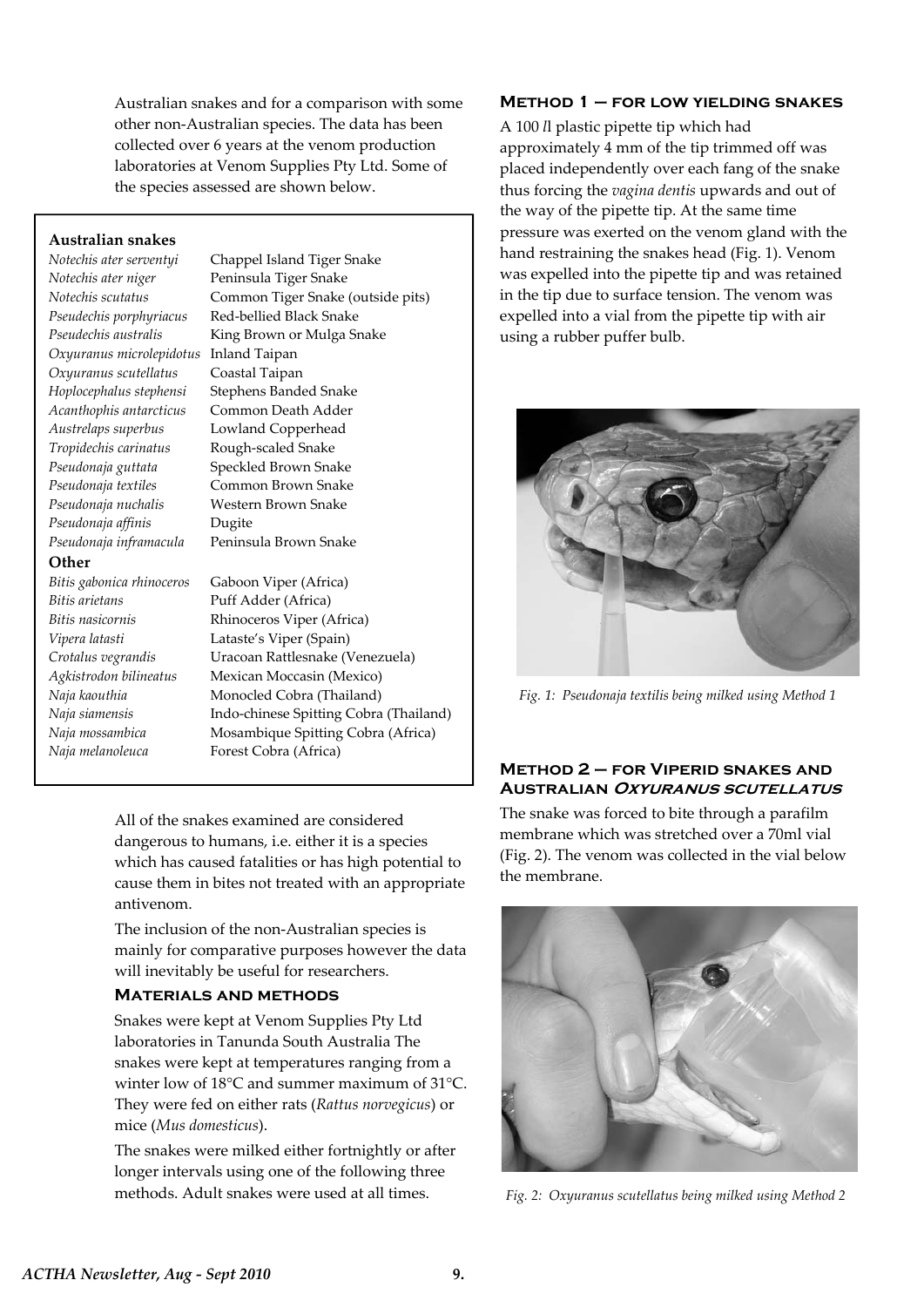Australian snakes and for a comparison with some other non-Australian species. The data has been collected over 6 years at the venom production laboratories at Venom Supplies Pty Ltd. Some of the species assessed are shown below.

**Australian snakes**

| | |
|---|---|
| *Notechis ater serventyi* | Chappel Island Tiger Snake |
| *Notechis ater niger* | Peninsula Tiger Snake |
| *Notechis scutatus* | Common Tiger Snake (outside pits) |
| *Pseudechis porphyriacus* | Red-bellied Black Snake |
| *Pseudechis australis* | King Brown or Mulga Snake |
| *Oxyuranus microlepidotus* | Inland Taipan |
| *Oxyuranus scutellatus* | Coastal Taipan |
| *Hoplocephalus stephensi* | Stephens Banded Snake |
| *Acanthophis antarcticus* | Common Death Adder |
| *Austrelaps superbus* | Lowland Copperhead |
| *Tropidechis carinatus* | Rough-scaled Snake |
| *Pseudonaja guttata* | Speckled Brown Snake |
| *Pseudonaja textiles* | Common Brown Snake |
| *Pseudonaja nuchalis* | Western Brown Snake |
| *Pseudonaja affinis* | Dugite |
| *Pseudonaja inframacula* | Peninsula Brown Snake |

**Other**

| | |
|---|---|
| *Bitis gabonica rhinoceros* | Gaboon Viper (Africa) |
| *Bitis arietans* | Puff Adder (Africa) |
| *Bitis nasicornis* | Rhinoceros Viper (Africa) |
| *Vipera latasti* | Lataste's Viper (Spain) |
| *Crotalus vegrandis* | Uracoan Rattlesnake (Venezuela) |
| *Agkistrodon bilineatus* | Mexican Moccasin (Mexico) |
| *Naja kaouthia* | Monocled Cobra (Thailand) |
| *Naja siamensis* | Indo-chinese Spitting Cobra (Thailand) |
| *Naja mossambica* | Mosambique Spitting Cobra (Africa) |
| *Naja melanoleuca* | Forest Cobra (Africa) |

All of the snakes examined are considered dangerous to humans, i.e. either it is a species which has caused fatalities or has high potential to cause them in bites not treated with an appropriate antivenom.

The inclusion of the non-Australian species is mainly for comparative purposes however the data will inevitably be useful for researchers.

## Materials and methods

Snakes were kept at Venom Supplies Pty Ltd laboratories in Tanunda South Australia The snakes were kept at temperatures ranging from a winter low of 18°C and summer maximum of 31°C. They were fed on either rats (*Rattus norvegicus*) or mice (*Mus domesticus*).

The snakes were milked either fortnightly or after longer intervals using one of the following three methods. Adult snakes were used at all times.

## Method 1 – for low yielding snakes

A 100 *l*l plastic pipette tip which had approximately 4 mm of the tip trimmed off was placed independently over each fang of the snake thus forcing the *vagina dentis* upwards and out of the way of the pipette tip. At the same time pressure was exerted on the venom gland with the hand restraining the snakes head (Fig. 1). Venom was expelled into the pipette tip and was retained in the tip due to surface tension. The venom was expelled into a vial from the pipette tip with air using a rubber puffer bulb.

*Fig. 1: Pseudonaja textilis being milked using Method 1*

## Method 2 – for Viperid snakes and Australian *Oxyuranus scutellatus*

The snake was forced to bite through a parafilm membrane which was stretched over a 70ml vial (Fig. 2). The venom was collected in the vial below the membrane.

*Fig. 2: Oxyuranus scutellatus being milked using Method 2*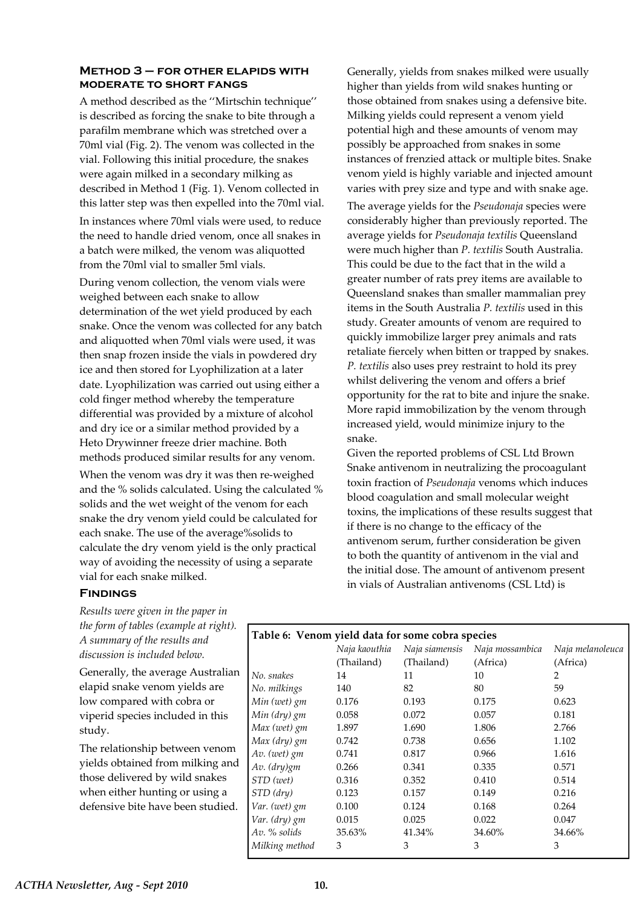### METHOD 3 – FOR OTHER ELAPIDS WITH MODERATE TO SHORT FANGS

A method described as the ''Mirtschin technique'' is described as forcing the snake to bite through a parafilm membrane which was stretched over a 70ml vial (Fig. 2). The venom was collected in the vial. Following this initial procedure, the snakes were again milked in a secondary milking as described in Method 1 (Fig. 1). Venom collected in this latter step was then expelled into the 70ml vial.

In instances where 70ml vials were used, to reduce the need to handle dried venom, once all snakes in a batch were milked, the venom was aliquotted from the 70ml vial to smaller 5ml vials.

During venom collection, the venom vials were weighed between each snake to allow determination of the wet yield produced by each snake. Once the venom was collected for any batch and aliquotted when 70ml vials were used, it was then snap frozen inside the vials in powdered dry ice and then stored for Lyophilization at a later date. Lyophilization was carried out using either a cold finger method whereby the temperature differential was provided by a mixture of alcohol and dry ice or a similar method provided by a Heto Drywinner freeze drier machine. Both methods produced similar results for any venom.

When the venom was dry it was then re-weighed and the % solids calculated. Using the calculated % solids and the wet weight of the venom for each snake the dry venom yield could be calculated for each snake. The use of the average%solids to calculate the dry venom yield is the only practical way of avoiding the necessity of using a separate vial for each snake milked.

### FINDINGS

*Results were given in the paper in the form of tables (example at right). A summary of the results and discussion is included below.*

Generally, the average Australian elapid snake venom yields are low compared with cobra or viperid species included in this study.

The relationship between venom yields obtained from milking and those delivered by wild snakes when either hunting or using a defensive bite have been studied. Generally, yields from snakes milked were usually higher than yields from wild snakes hunting or those obtained from snakes using a defensive bite. Milking yields could represent a venom yield potential high and these amounts of venom may possibly be approached from snakes in some instances of frenzied attack or multiple bites. Snake venom yield is highly variable and injected amount varies with prey size and type and with snake age.

The average yields for the *Pseudonaja* species were considerably higher than previously reported. The average yields for *Pseudonaja textilis* Queensland were much higher than *P. textilis* South Australia. This could be due to the fact that in the wild a greater number of rats prey items are available to Queensland snakes than smaller mammalian prey items in the South Australia *P. textilis* used in this study. Greater amounts of venom are required to quickly immobilize larger prey animals and rats retaliate fiercely when bitten or trapped by snakes. *P. textilis* also uses prey restraint to hold its prey whilst delivering the venom and offers a brief opportunity for the rat to bite and injure the snake. More rapid immobilization by the venom through increased yield, would minimize injury to the snake.

Given the reported problems of CSL Ltd Brown Snake antivenom in neutralizing the procoagulant toxin fraction of *Pseudonaja* venoms which induces blood coagulation and small molecular weight toxins, the implications of these results suggest that if there is no change to the efficacy of the antivenom serum, further consideration be given to both the quantity of antivenom in the vial and the initial dose. The amount of antivenom present in vials of Australian antivenoms (CSL Ltd) is

**Table 6: Venom yield data for some cobra species**

| | *Naja kaouthia* (Thailand) | *Naja siamensis* (Thailand) | *Naja mossambica* (Africa) | *Naja melanoleuca* (Africa) |
|---|---|---|---|---|
| *No. snakes* | 14 | 11 | 10 | 2 |
| *No. milkings* | 140 | 82 | 80 | 59 |
| *Min (wet) gm* | 0.176 | 0.193 | 0.175 | 0.623 |
| *Min (dry) gm* | 0.058 | 0.072 | 0.057 | 0.181 |
| *Max (wet) gm* | 1.897 | 1.690 | 1.806 | 2.766 |
| *Max (dry) gm* | 0.742 | 0.738 | 0.656 | 1.102 |
| *Av. (wet) gm* | 0.741 | 0.817 | 0.966 | 1.616 |
| *Av. (dry)gm* | 0.266 | 0.341 | 0.335 | 0.571 |
| *STD (wet)* | 0.316 | 0.352 | 0.410 | 0.514 |
| *STD (dry)* | 0.123 | 0.157 | 0.149 | 0.216 |
| *Var. (wet) gm* | 0.100 | 0.124 | 0.168 | 0.264 |
| *Var. (dry) gm* | 0.015 | 0.025 | 0.022 | 0.047 |
| *Av. % solids* | 35.63% | 41.34% | 34.60% | 34.66% |
| *Milking method* | 3 | 3 | 3 | 3 |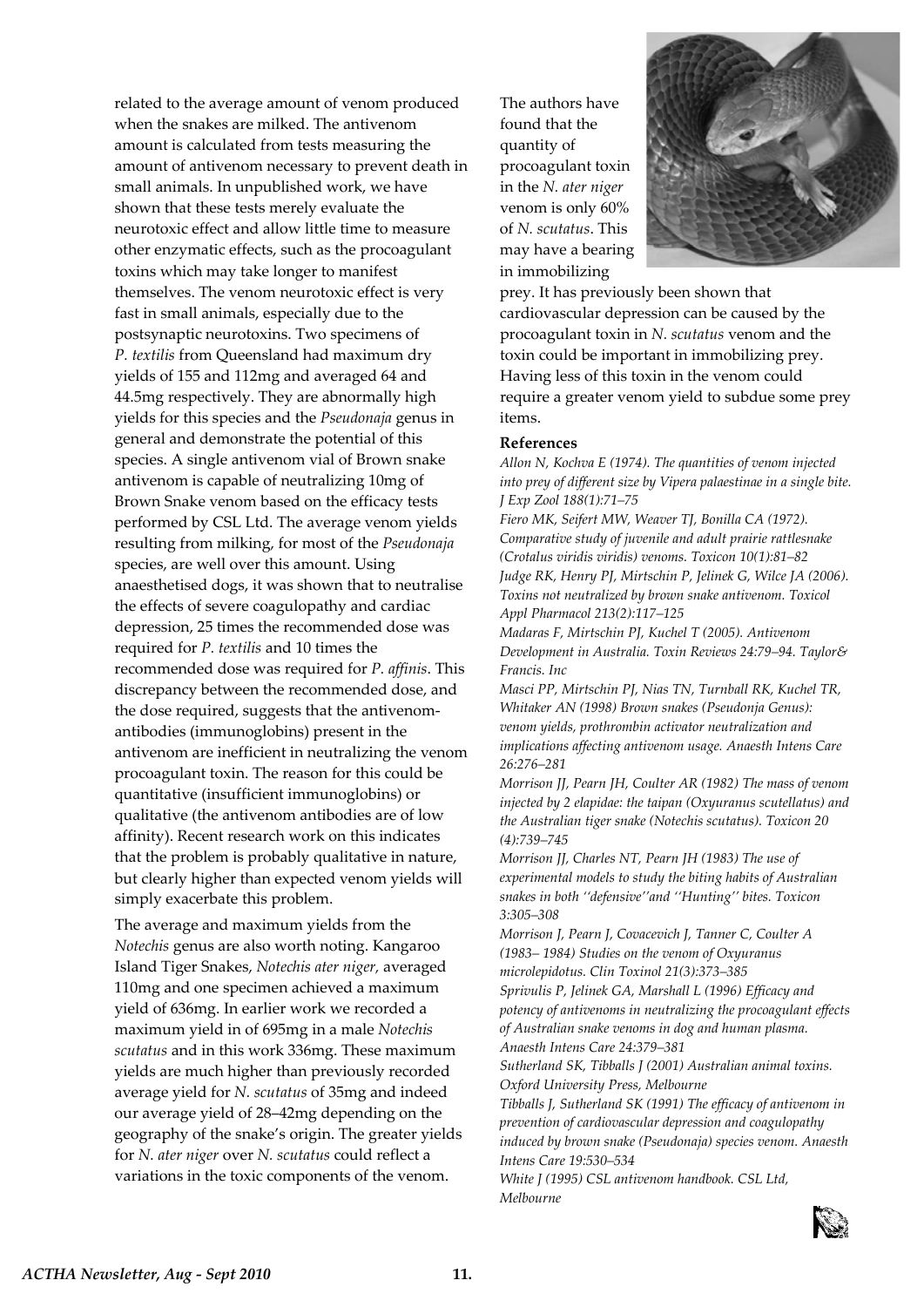related to the average amount of venom produced when the snakes are milked. The antivenom amount is calculated from tests measuring the amount of antivenom necessary to prevent death in small animals. In unpublished work, we have shown that these tests merely evaluate the neurotoxic effect and allow little time to measure other enzymatic effects, such as the procoagulant toxins which may take longer to manifest themselves. The venom neurotoxic effect is very fast in small animals, especially due to the postsynaptic neurotoxins. Two specimens of *P. textilis* from Queensland had maximum dry yields of 155 and 112mg and averaged 64 and 44.5mg respectively. They are abnormally high yields for this species and the *Pseudonaja* genus in general and demonstrate the potential of this species. A single antivenom vial of Brown snake antivenom is capable of neutralizing 10mg of Brown Snake venom based on the efficacy tests performed by CSL Ltd. The average venom yields resulting from milking, for most of the *Pseudonaja* species, are well over this amount. Using anaesthetised dogs, it was shown that to neutralise the effects of severe coagulopathy and cardiac depression, 25 times the recommended dose was required for *P. textilis* and 10 times the recommended dose was required for *P. affinis*. This discrepancy between the recommended dose, and the dose required, suggests that the antivenom-antibodies (immunoglobins) present in the antivenom are inefficient in neutralizing the venom procoagulant toxin. The reason for this could be quantitative (insufficient immunoglobins) or qualitative (the antivenom antibodies are of low affinity). Recent research work on this indicates that the problem is probably qualitative in nature, but clearly higher than expected venom yields will simply exacerbate this problem.

The average and maximum yields from the *Notechis* genus are also worth noting. Kangaroo Island Tiger Snakes, *Notechis ater niger,* averaged 110mg and one specimen achieved a maximum yield of 636mg. In earlier work we recorded a maximum yield in of 695mg in a male *Notechis scutatus* and in this work 336mg. These maximum yields are much higher than previously recorded average yield for *N. scutatus* of 35mg and indeed our average yield of 28–42mg depending on the geography of the snake's origin. The greater yields for *N. ater niger* over *N. scutatus* could reflect a variations in the toxic components of the venom.

The authors have found that the quantity of procoagulant toxin in the *N. ater niger* venom is only 60% of *N. scutatus*. This may have a bearing in immobilizing prey. It has previously been shown that cardiovascular depression can be caused by the procoagulant toxin in *N. scutatus* venom and the toxin could be important in immobilizing prey. Having less of this toxin in the venom could require a greater venom yield to subdue some prey items.

#### References

*Allon N, Kochva E (1974). The quantities of venom injected into prey of different size by Vipera palaestinae in a single bite. J Exp Zool 188(1):71–75*

*Fiero MK, Seifert MW, Weaver TJ, Bonilla CA (1972). Comparative study of juvenile and adult prairie rattlesnake (Crotalus viridis viridis) venoms. Toxicon 10(1):81–82*

*Judge RK, Henry PJ, Mirtschin P, Jelinek G, Wilce JA (2006). Toxins not neutralized by brown snake antivenom. Toxicol Appl Pharmacol 213(2):117–125*

*Madaras F, Mirtschin PJ, Kuchel T (2005). Antivenom Development in Australia. Toxin Reviews 24:79–94. Taylor& Francis. Inc*

*Masci PP, Mirtschin PJ, Nias TN, Turnball RK, Kuchel TR, Whitaker AN (1998) Brown snakes (Pseudonja Genus): venom yields, prothrombin activator neutralization and implications affecting antivenom usage. Anaesth Intens Care 26:276–281*

*Morrison JJ, Pearn JH, Coulter AR (1982) The mass of venom injected by 2 elapidae: the taipan (Oxyuranus scutellatus) and the Australian tiger snake (Notechis scutatus). Toxicon 20 (4):739–745*

*Morrison JJ, Charles NT, Pearn JH (1983) The use of experimental models to study the biting habits of Australian snakes in both ''defensive''and ''Hunting'' bites. Toxicon 3:305–308*

*Morrison J, Pearn J, Covacevich J, Tanner C, Coulter A (1983– 1984) Studies on the venom of Oxyuranus microlepidotus. Clin Toxinol 21(3):373–385*

*Sprivulis P, Jelinek GA, Marshall L (1996) Efficacy and potency of antivenoms in neutralizing the procoagulant effects of Australian snake venoms in dog and human plasma. Anaesth Intens Care 24:379–381*

*Sutherland SK, Tibballs J (2001) Australian animal toxins. Oxford University Press, Melbourne*

*Tibballs J, Sutherland SK (1991) The efficacy of antivenom in prevention of cardiovascular depression and coagulopathy induced by brown snake (Pseudonaja) species venom. Anaesth Intens Care 19:530–534*

*White J (1995) CSL antivenom handbook. CSL Ltd, Melbourne*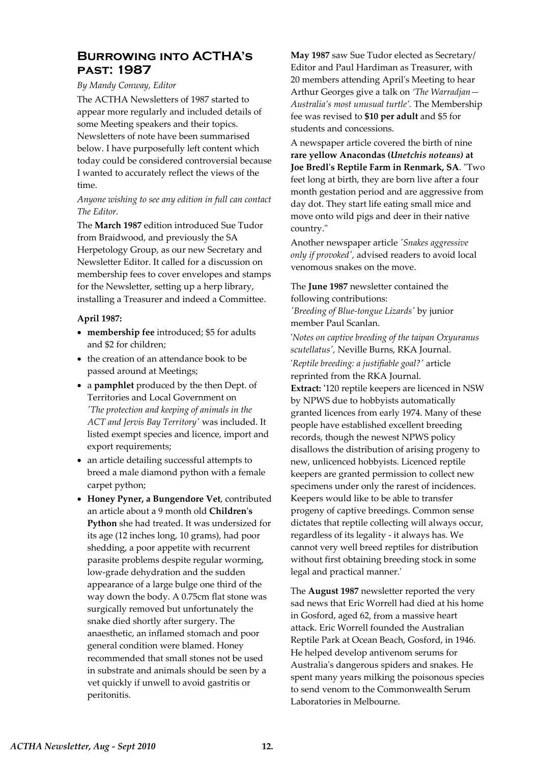## Burrowing into ACTHA's past: 1987

*By Mandy Conway, Editor*

The ACTHA Newsletters of 1987 started to appear more regularly and included details of some Meeting speakers and their topics. Newsletters of note have been summarised below. I have purposefully left content which today could be considered controversial because I wanted to accurately reflect the views of the time.

*Anyone wishing to see any edition in full can contact The Editor.*

The **March 1987** edition introduced Sue Tudor from Braidwood, and previously the SA Herpetology Group, as our new Secretary and Newsletter Editor. It called for a discussion on membership fees to cover envelopes and stamps for the Newsletter, setting up a herp library, installing a Treasurer and indeed a Committee.

**April 1987:**

- **membership fee** introduced; $5 for adults and $2 for children;
- the creation of an attendance book to be passed around at Meetings;
- a **pamphlet** produced by the then Dept. of Territories and Local Government on *'The protection and keeping of animals in the ACT and Jervis Bay Territory'* was included. It listed exempt species and licence, import and export requirements;
- an article detailing successful attempts to breed a male diamond python with a female carpet python;
- **Honey Pyner, a Bungendore Vet**, contributed an article about a 9 month old **Children's Python** she had treated. It was undersized for its age (12 inches long, 10 grams), had poor shedding, a poor appetite with recurrent parasite problems despite regular worming, low-grade dehydration and the sudden appearance of a large bulge one third of the way down the body. A 0.75cm flat stone was surgically removed but unfortunately the snake died shortly after surgery. The anaesthetic, an inflamed stomach and poor general condition were blamed. Honey recommended that small stones not be used in substrate and animals should be seen by a vet quickly if unwell to avoid gastritis or peritonitis.

**May 1987** saw Sue Tudor elected as Secretary/ Editor and Paul Hardiman as Treasurer, with 20 members attending April's Meeting to hear Arthur Georges give a talk on *'The Warradjan—Australia's most unusual turtle'*. The Membership fee was revised to **$10 per adult** and $5 for students and concessions.

A newspaper article covered the birth of nine **rare yellow Anacondas (*Unetchis noteaus*) at Joe Bredl's Reptile Farm in Renmark, SA**. "Two feet long at birth, they are born live after a four month gestation period and are aggressive from day dot. They start life eating small mice and move onto wild pigs and deer in their native country."

Another newspaper article *'Snakes aggressive only if provoked'*, advised readers to avoid local venomous snakes on the move.

The **June 1987** newsletter contained the following contributions:
*'Breeding of Blue-tongue Lizards'* by junior member Paul Scanlan.

'*Notes on captive breeding of the taipan Oxyuranus scutellatus'*, Neville Burns, RKA Journal.

'*Reptile breeding: a justifiable goal?'* article reprinted from the RKA Journal.

**Extract:** '120 reptile keepers are licenced in NSW by NPWS due to hobbyists automatically granted licences from early 1974. Many of these people have established excellent breeding records, though the newest NPWS policy disallows the distribution of arising progeny to new, unlicenced hobbyists. Licenced reptile keepers are granted permission to collect new specimens under only the rarest of incidences. Keepers would like to be able to transfer progeny of captive breedings. Common sense dictates that reptile collecting will always occur, regardless of its legality - it always has. We cannot very well breed reptiles for distribution without first obtaining breeding stock in some legal and practical manner.'

The **August 1987** newsletter reported the very sad news that Eric Worrell had died at his home in Gosford, aged 62, from a massive heart attack. Eric Worrell founded the Australian Reptile Park at Ocean Beach, Gosford, in 1946. He helped develop antivenom serums for Australia's dangerous spiders and snakes. He spent many years milking the poisonous species to send venom to the Commonwealth Serum Laboratories in Melbourne.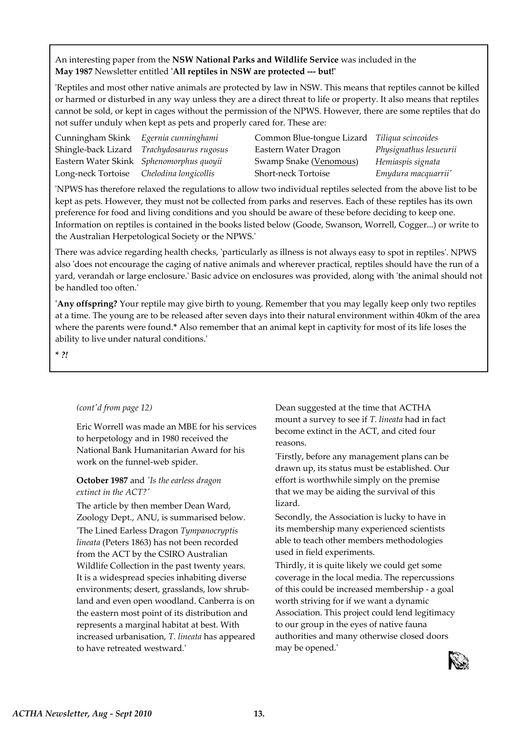An interesting paper from the **NSW National Parks and Wildlife Service** was included in the **May 1987** Newsletter entitled '**All reptiles in NSW are protected --- but!**'

'Reptiles and most other native animals are protected by law in NSW. This means that reptiles cannot be killed or harmed or disturbed in any way unless they are a direct threat to life or property. It also means that reptiles cannot be sold, or kept in cages without the permission of the NPWS. However, there are some reptiles that do not suffer unduly when kept as pets and properly cared for. These are:

| | | | |
|---|---|---|---|
| Cunningham Skink | *Egernia cunninghami* | Common Blue-tongue Lizard | *Tiliqua scincoides* |
| Shingle-back Lizard | *Trachydosaurus rugosus* | Eastern Water Dragon | *Physignathus lesueurii* |
| Eastern Water Skink | *Sphenomorphus quoyii* | Swamp Snake (Venomous) | *Hemiaspis signata* |
| Long-neck Tortoise | *Chelodina longicollis* | Short-neck Tortoise | *Emydura macquarrii'* |

'NPWS has therefore relaxed the regulations to allow two individual reptiles selected from the above list to be kept as pets. However, they must not be collected from parks and reserves. Each of these reptiles has its own preference for food and living conditions and you should be aware of these before deciding to keep one. Information on reptiles is contained in the books listed below (Goode, Swanson, Worrell, Cogger...) or write to the Australian Herpetological Society or the NPWS.'

There was advice regarding health checks, 'particularly as illness is not always easy to spot in reptiles'. NPWS also 'does not encourage the caging of native animals and wherever practical, reptiles should have the run of a yard, verandah or large enclosure.' Basic advice on enclosures was provided, along with 'the animal should not be handled too often.'

'**Any offspring?** Your reptile may give birth to young. Remember that you may legally keep only two reptiles at a time. The young are to be released after seven days into their natural environment within 40km of the area where the parents were found.**\*** Also remember that an animal kept in captivity for most of its life loses the ability to live under natural conditions.'

**\*** *?!*

*(cont'd from page 12)*

Eric Worrell was made an MBE for his services to herpetology and in 1980 received the National Bank Humanitarian Award for his work on the funnel-web spider.

**October 1987** and *'Is the earless dragon extinct in the ACT?'*

The article by then member Dean Ward, Zoology Dept., ANU, is summarised below. 'The Lined Earless Dragon *Tympanocryptis lineata* (Peters 1863) has not been recorded from the ACT by the CSIRO Australian Wildlife Collection in the past twenty years. It is a widespread species inhabiting diverse environments; desert, grasslands, low shrub-land and even open woodland. Canberra is on the eastern most point of its distribution and represents a marginal habitat at best. With increased urbanisation, *T. lineata* has appeared to have retreated westward.'

Dean suggested at the time that ACTHA mount a survey to see if *T. lineata* had in fact become extinct in the ACT, and cited four reasons.

'Firstly, before any management plans can be drawn up, its status must be established. Our effort is worthwhile simply on the premise that we may be aiding the survival of this lizard.

Secondly, the Association is lucky to have in its membership many experienced scientists able to teach other members methodologies used in field experiments.

Thirdly, it is quite likely we could get some coverage in the local media. The repercussions of this could be increased membership - a goal worth striving for if we want a dynamic Association. This project could lend legitimacy to our group in the eyes of native fauna authorities and many otherwise closed doors may be opened.'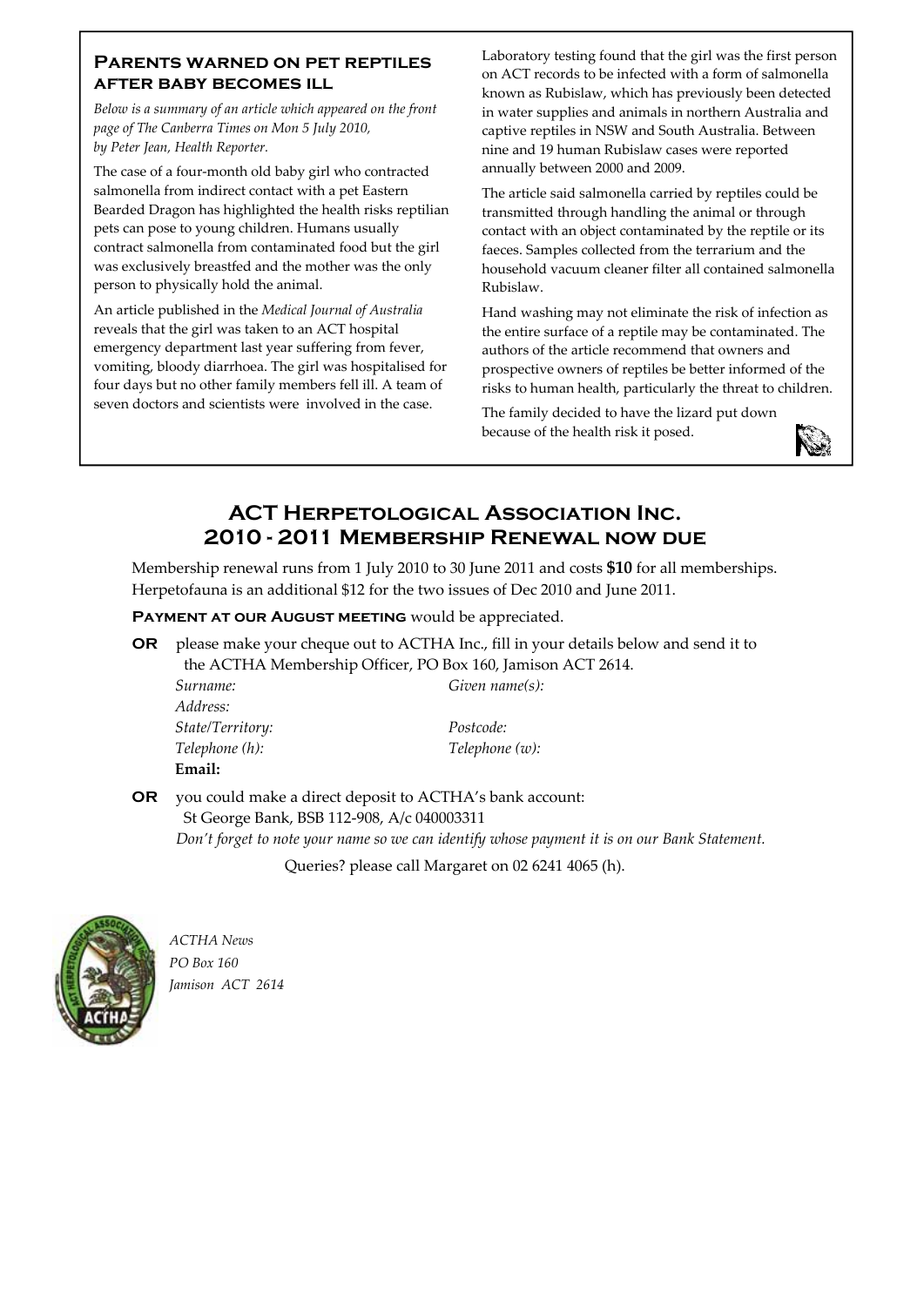## Parents warned on pet reptiles after baby becomes ill

*Below is a summary of an article which appeared on the front page of The Canberra Times on Mon 5 July 2010, by Peter Jean, Health Reporter.*

The case of a four-month old baby girl who contracted salmonella from indirect contact with a pet Eastern Bearded Dragon has highlighted the health risks reptilian pets can pose to young children. Humans usually contract salmonella from contaminated food but the girl was exclusively breastfed and the mother was the only person to physically hold the animal.

An article published in the *Medical Journal of Australia* reveals that the girl was taken to an ACT hospital emergency department last year suffering from fever, vomiting, bloody diarrhoea. The girl was hospitalised for four days but no other family members fell ill. A team of seven doctors and scientists were involved in the case.

Laboratory testing found that the girl was the first person on ACT records to be infected with a form of salmonella known as Rubislaw, which has previously been detected in water supplies and animals in northern Australia and captive reptiles in NSW and South Australia. Between nine and 19 human Rubislaw cases were reported annually between 2000 and 2009.

The article said salmonella carried by reptiles could be transmitted through handling the animal or through contact with an object contaminated by the reptile or its faeces. Samples collected from the terrarium and the household vacuum cleaner filter all contained salmonella Rubislaw.

Hand washing may not eliminate the risk of infection as the entire surface of a reptile may be contaminated. The authors of the article recommend that owners and prospective owners of reptiles be better informed of the risks to human health, particularly the threat to children.

The family decided to have the lizard put down because of the health risk it posed.

## ACT Herpetological Association Inc. 2010 - 2011 Membership Renewal now due

Membership renewal runs from 1 July 2010 to 30 June 2011 and costs **$10** for all memberships. Herpetofauna is an additional $12 for the two issues of Dec 2010 and June 2011.

**Payment at our August meeting** would be appreciated.

**OR** please make your cheque out to ACTHA Inc., fill in your details below and send it to the ACTHA Membership Officer, PO Box 160, Jamison ACT 2614.

*Surname:* *Given name(s):*
*Address:*
*State/Territory:* *Postcode:*
*Telephone (h):* *Telephone (w):*
**Email:**

**OR** you could make a direct deposit to ACTHA's bank account:
St George Bank, BSB 112-908, A/c 040003311
*Don't forget to note your name so we can identify whose payment it is on our Bank Statement.*

Queries? please call Margaret on 02 6241 4065 (h).

*ACTHA News*
*PO Box 160*
*Jamison ACT 2614*